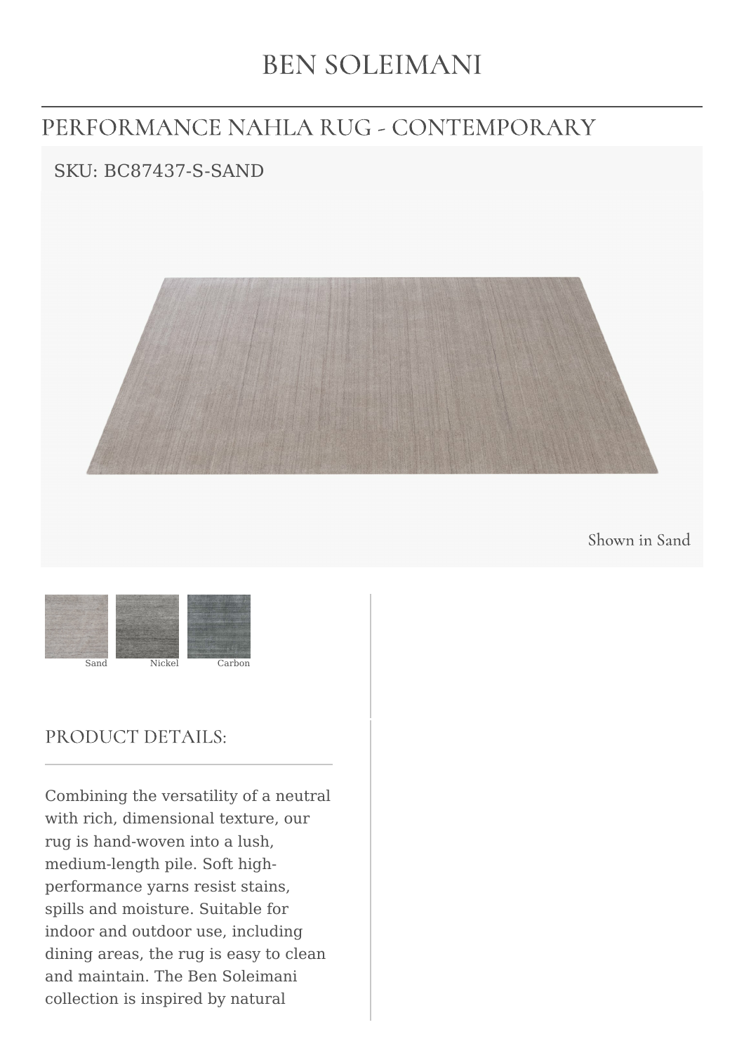# BEN SOLEIMANI

## PERFORMANCE NAHLA RUG - CONTEMPORARY

SKU: BC87437-S-SAND

Shown in Sand

Sand Nickel Carbon

### PRODUCT DETAILS:

Combining the versatility of a neutral with rich, dimensional texture, our rug is hand-woven into a lush, medium-length pile. Soft high-performance yarns resist stains, spills and moisture. Suitable for indoor and outdoor use, including dining areas, the rug is easy to clean and maintain. The Ben Soleimani collection is inspired by natural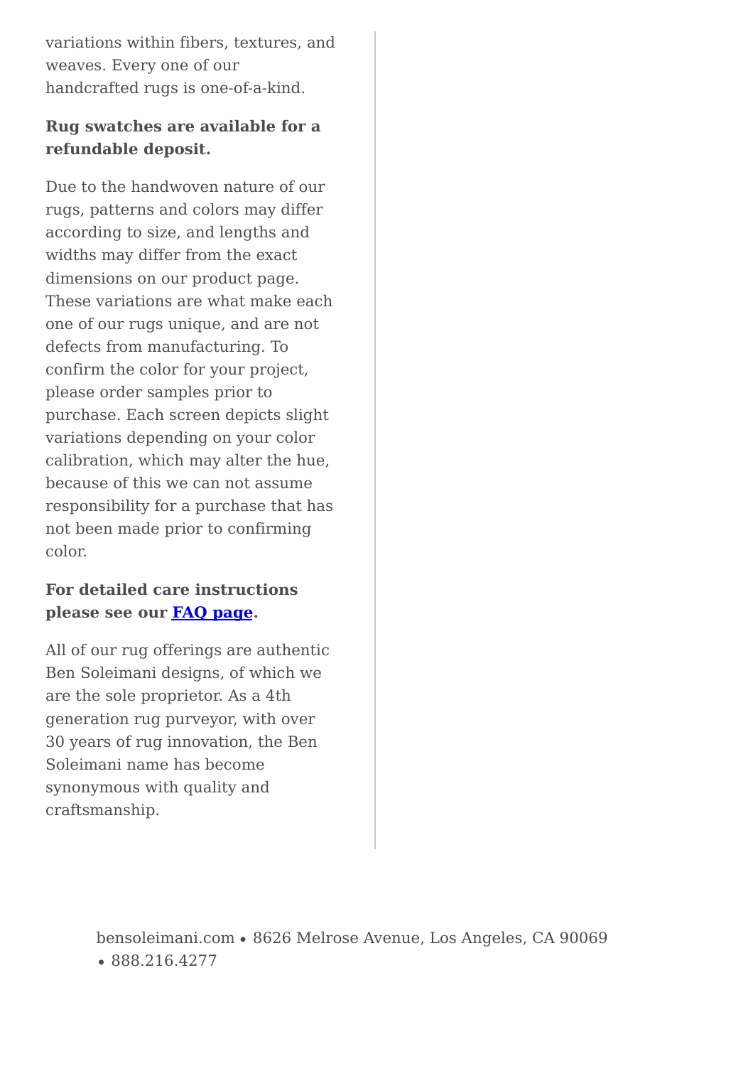variations within fibers, textures, and weaves. Every one of our handcrafted rugs is one-of-a-kind.

**Rug swatches are available for a refundable deposit.**

Due to the handwoven nature of our rugs, patterns and colors may differ according to size, and lengths and widths may differ from the exact dimensions on our product page. These variations are what make each one of our rugs unique, and are not defects from manufacturing. To confirm the color for your project, please order samples prior to purchase. Each screen depicts slight variations depending on your color calibration, which may alter the hue, because of this we can not assume responsibility for a purchase that has not been made prior to confirming color.

**For detailed care instructions please see our FAQ page.**

All of our rug offerings are authentic Ben Soleimani designs, of which we are the sole proprietor. As a 4th generation rug purveyor, with over 30 years of rug innovation, the Ben Soleimani name has become synonymous with quality and craftsmanship.

bensoleimani.com • 8626 Melrose Avenue, Los Angeles, CA 90069 • 888.216.4277